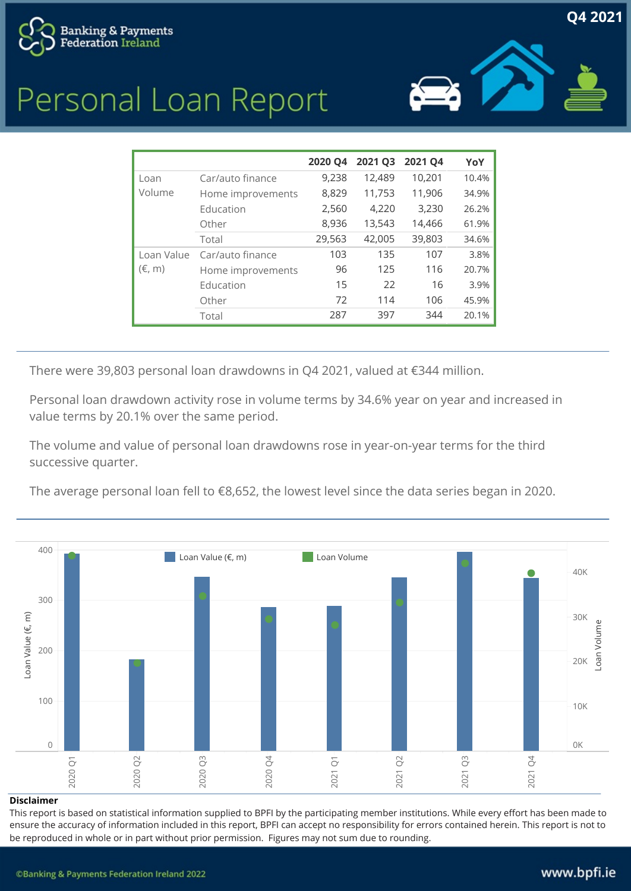Banking & Payments Federation Ireland

Q4 2021

# Personal Loan Report

| | | 2020 Q4 | 2021 Q3 | 2021 Q4 | YoY |
|---|---|---|---|---|---|
| Loan Volume | Car/auto finance | 9,238 | 12,489 | 10,201 | 10.4% |
| | Home improvements | 8,829 | 11,753 | 11,906 | 34.9% |
| | Education | 2,560 | 4,220 | 3,230 | 26.2% |
| | Other | 8,936 | 13,543 | 14,466 | 61.9% |
| | Total | 29,563 | 42,005 | 39,803 | 34.6% |
| Loan Value (€, m) | Car/auto finance | 103 | 135 | 107 | 3.8% |
| | Home improvements | 96 | 125 | 116 | 20.7% |
| | Education | 15 | 22 | 16 | 3.9% |
| | Other | 72 | 114 | 106 | 45.9% |
| | Total | 287 | 397 | 344 | 20.1% |

There were 39,803 personal loan drawdowns in Q4 2021, valued at €344 million.

Personal loan drawdown activity rose in volume terms by 34.6% year on year and increased in value terms by 20.1% over the same period.

The volume and value of personal loan drawdowns rose in year-on-year terms for the third successive quarter.

The average personal loan fell to €8,652, the lowest level since the data series began in 2020.

Loan Value (€, m) | Loan Volume

2020 Q1, 2020 Q2, 2020 Q3, 2020 Q4, 2021 Q1, 2021 Q2, 2021 Q3, 2021 Q4

**Disclaimer**

This report is based on statistical information supplied to BPFI by the participating member institutions. While every effort has been made to ensure the accuracy of information included in this report, BPFI can accept no responsibility for errors contained herein. This report is not to be reproduced in whole or in part without prior permission. Figures may not sum due to rounding.

©Banking & Payments Federation Ireland 2022

www.bpfi.ie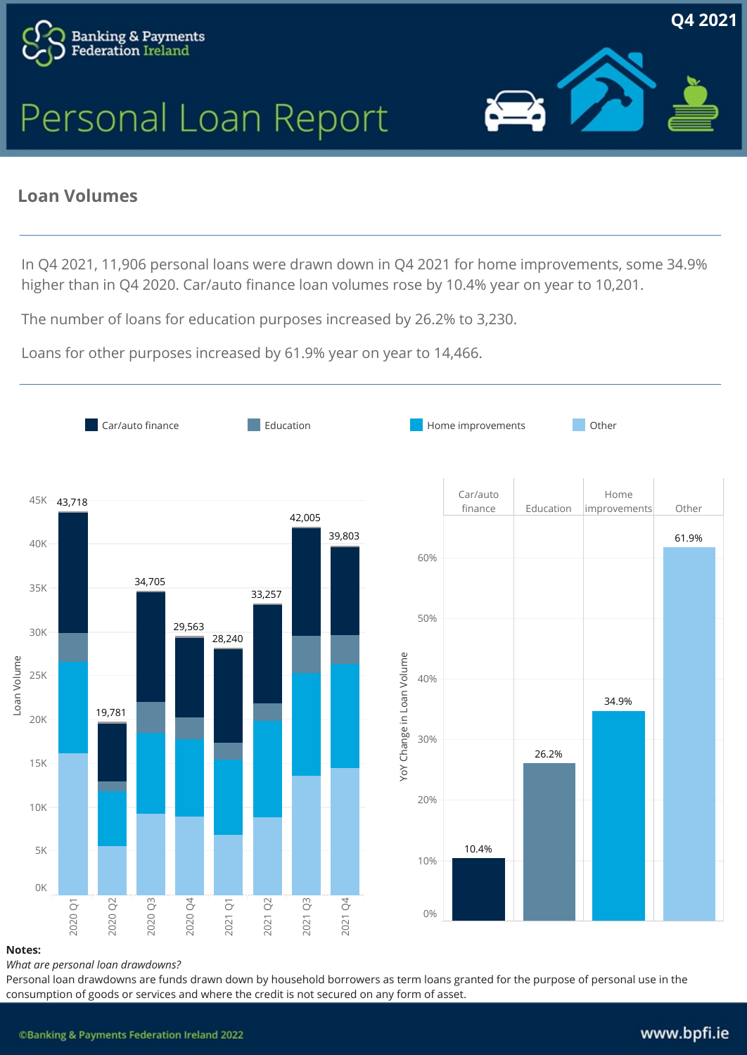Q4 2021

# Personal Loan Report

## Loan Volumes

In Q4 2021, 11,906 personal loans were drawn down in Q4 2021 for home improvements, some 34.9% higher than in Q4 2020. Car/auto finance loan volumes rose by 10.4% year on year to 10,201.

The number of loans for education purposes increased by 26.2% to 3,230.

Loans for other purposes increased by 61.9% year on year to 14,466.

Car/auto finance | Education | Home improvements | Other

| Quarter | Loan Volume (total) |
|---|---|
| 2020 Q1 | 43,718 |
| 2020 Q2 | 19,781 |
| 2020 Q3 | 34,705 |
| 2020 Q4 | 29,563 |
| 2021 Q1 | 28,240 |
| 2021 Q2 | 33,257 |
| 2021 Q3 | 42,005 |
| 2021 Q4 | 39,803 |

| | Car/auto finance | Education | Home improvements | Other |
|---|---|---|---|---|
| YoY Change in Loan Volume | 10.4% | 26.2% | 34.9% | 61.9% |

**Notes:**

*What are personal loan drawdowns?*

Personal loan drawdowns are funds drawn down by household borrowers as term loans granted for the purpose of personal use in the consumption of goods or services and where the credit is not secured on any form of asset.

©Banking & Payments Federation Ireland 2022 www.bpfi.ie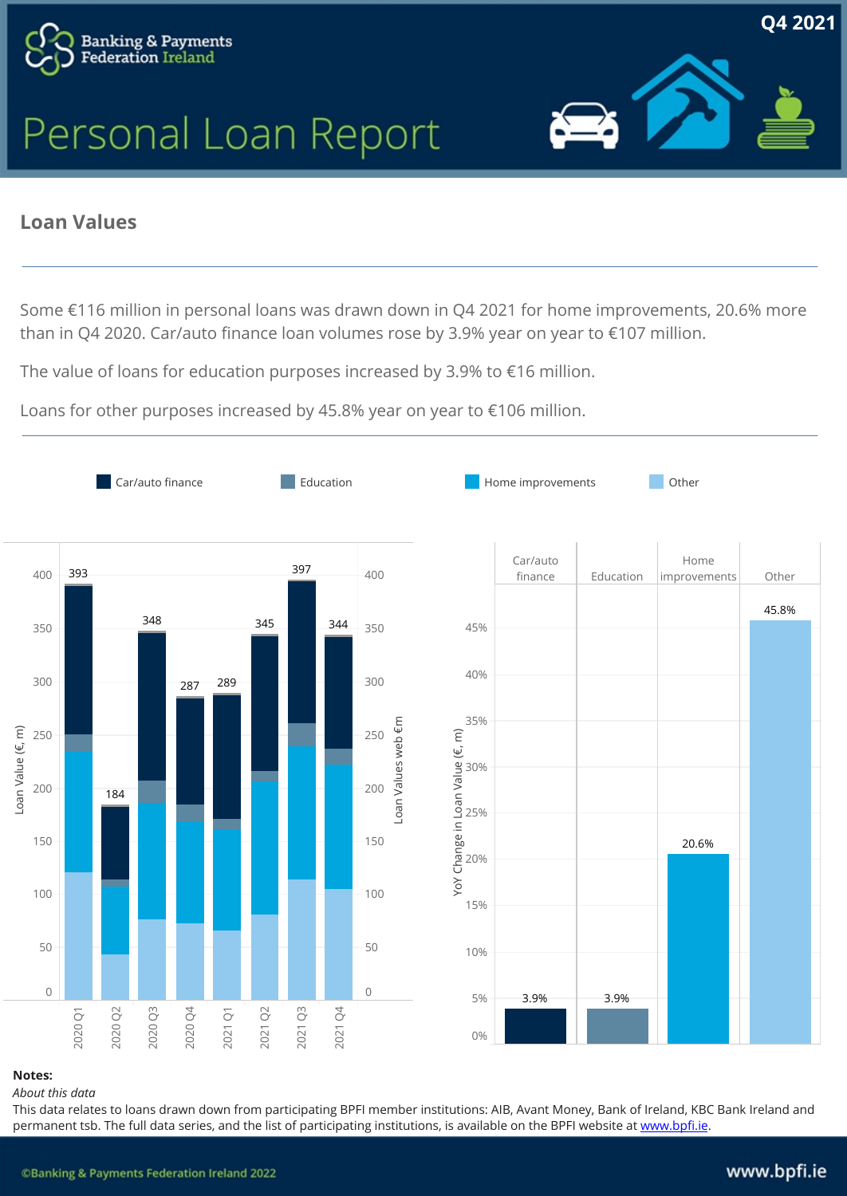# Personal Loan Report

Q4 2021

## Loan Values

Some €116 million in personal loans was drawn down in Q4 2021 for home improvements, 20.6% more than in Q4 2020. Car/auto finance loan volumes rose by 3.9% year on year to €107 million.

The value of loans for education purposes increased by 3.9% to €16 million.

Loans for other purposes increased by 45.8% year on year to €106 million.

Car/auto finance | Education | Home improvements | Other

| Quarter | Total Loan Value (€, m) |
|---|---|
| 2020 Q1 | 393 |
| 2020 Q2 | 184 |
| 2020 Q3 | 348 |
| 2020 Q4 | 287 |
| 2021 Q1 | 289 |
| 2021 Q2 | 345 |
| 2021 Q3 | 397 |
| 2021 Q4 | 344 |

| Category | YoY Change in Loan Value (€, m) |
|---|---|
| Car/auto finance | 3.9% |
| Education | 3.9% |
| Home improvements | 20.6% |
| Other | 45.8% |

**Notes:**

*About this data*

This data relates to loans drawn down from participating BPFI member institutions: AIB, Avant Money, Bank of Ireland, KBC Bank Ireland and permanent tsb. The full data series, and the list of participating institutions, is available on the BPFI website at www.bpfi.ie.

©Banking & Payments Federation Ireland 2022

www.bpfi.ie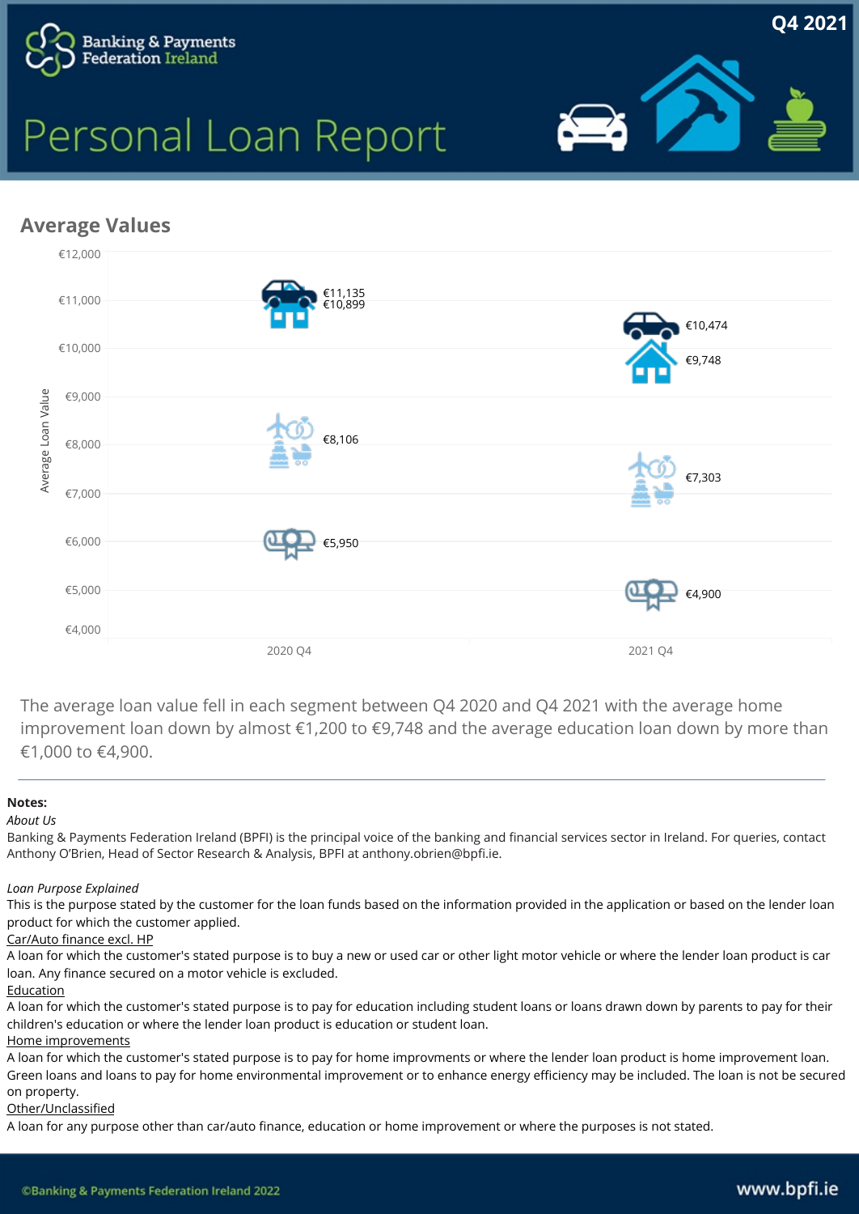# Personal Loan Report

Q4 2021

## Average Values

€12,000
€11,000
€10,000
€9,000
€8,000
€7,000
€6,000
€5,000
€4,000

Average Loan Value

2020 Q4: €11,135, €10,899, €8,106, €5,950

2021 Q4: €10,474, €9,748, €7,303, €4,900

The average loan value fell in each segment between Q4 2020 and Q4 2021 with the average home improvement loan down by almost €1,200 to €9,748 and the average education loan down by more than €1,000 to €4,900.

---

**Notes:**

*About Us*

Banking & Payments Federation Ireland (BPFI) is the principal voice of the banking and financial services sector in Ireland. For queries, contact Anthony O'Brien, Head of Sector Research & Analysis, BPFI at anthony.obrien@bpfi.ie.

*Loan Purpose Explained*

This is the purpose stated by the customer for the loan funds based on the information provided in the application or based on the lender loan product for which the customer applied.

Car/Auto finance excl. HP

A loan for which the customer's stated purpose is to buy a new or used car or other light motor vehicle or where the lender loan product is car loan. Any finance secured on a motor vehicle is excluded.

Education

A loan for which the customer's stated purpose is to pay for education including student loans or loans drawn down by parents to pay for their children's education or where the lender loan product is education or student loan.

Home improvements

A loan for which the customer's stated purpose is to pay for home improvments or where the lender loan product is home improvement loan. Green loans and loans to pay for home environmental improvement or to enhance energy efficiency may be included. The loan is not be secured on property.

Other/Unclassified

A loan for any purpose other than car/auto finance, education or home improvement or where the purposes is not stated.

©Banking & Payments Federation Ireland 2022

www.bpfi.ie